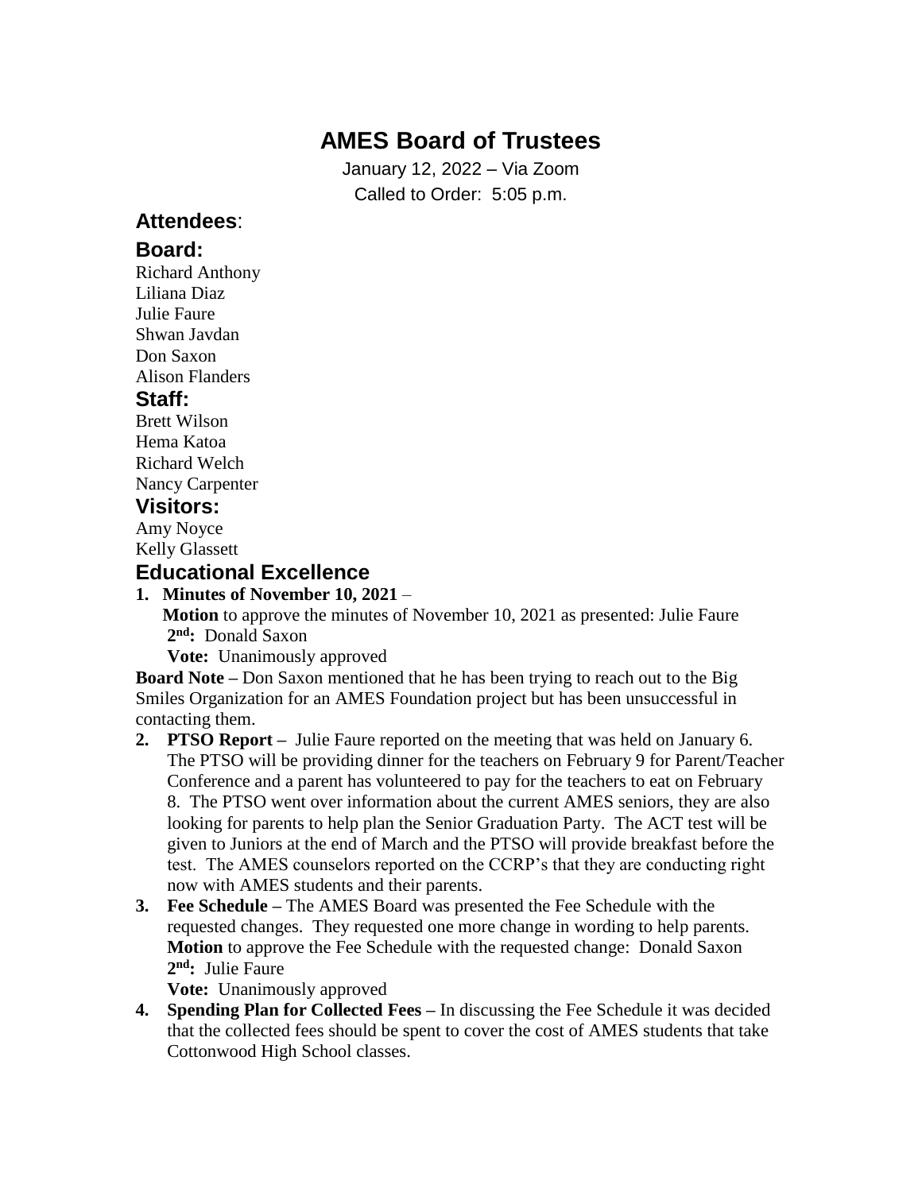# AMES Board of Trustees

January 12, 2022 – Via Zoom

Called to Order: 5:05 p.m.

## Attendees:

### Board:

Richard Anthony
Liliana Diaz
Julie Faure
Shwan Javdan
Don Saxon
Alison Flanders

### Staff:

Brett Wilson
Hema Katoa
Richard Welch
Nancy Carpenter

### Visitors:

Amy Noyce
Kelly Glassett

## Educational Excellence

1. **Minutes of November 10, 2021** –
   **Motion** to approve the minutes of November 10, 2021 as presented: Julie Faure
   **2nd:** Donald Saxon
   **Vote:** Unanimously approved

**Board Note –** Don Saxon mentioned that he has been trying to reach out to the Big Smiles Organization for an AMES Foundation project but has been unsuccessful in contacting them.

2. **PTSO Report –** Julie Faure reported on the meeting that was held on January 6. The PTSO will be providing dinner for the teachers on February 9 for Parent/Teacher Conference and a parent has volunteered to pay for the teachers to eat on February 8. The PTSO went over information about the current AMES seniors, they are also looking for parents to help plan the Senior Graduation Party. The ACT test will be given to Juniors at the end of March and the PTSO will provide breakfast before the test. The AMES counselors reported on the CCRP's that they are conducting right now with AMES students and their parents.
3. **Fee Schedule –** The AMES Board was presented the Fee Schedule with the requested changes. They requested one more change in wording to help parents.
   **Motion** to approve the Fee Schedule with the requested change: Donald Saxon
   **2nd:** Julie Faure
   **Vote:** Unanimously approved
4. **Spending Plan for Collected Fees –** In discussing the Fee Schedule it was decided that the collected fees should be spent to cover the cost of AMES students that take Cottonwood High School classes.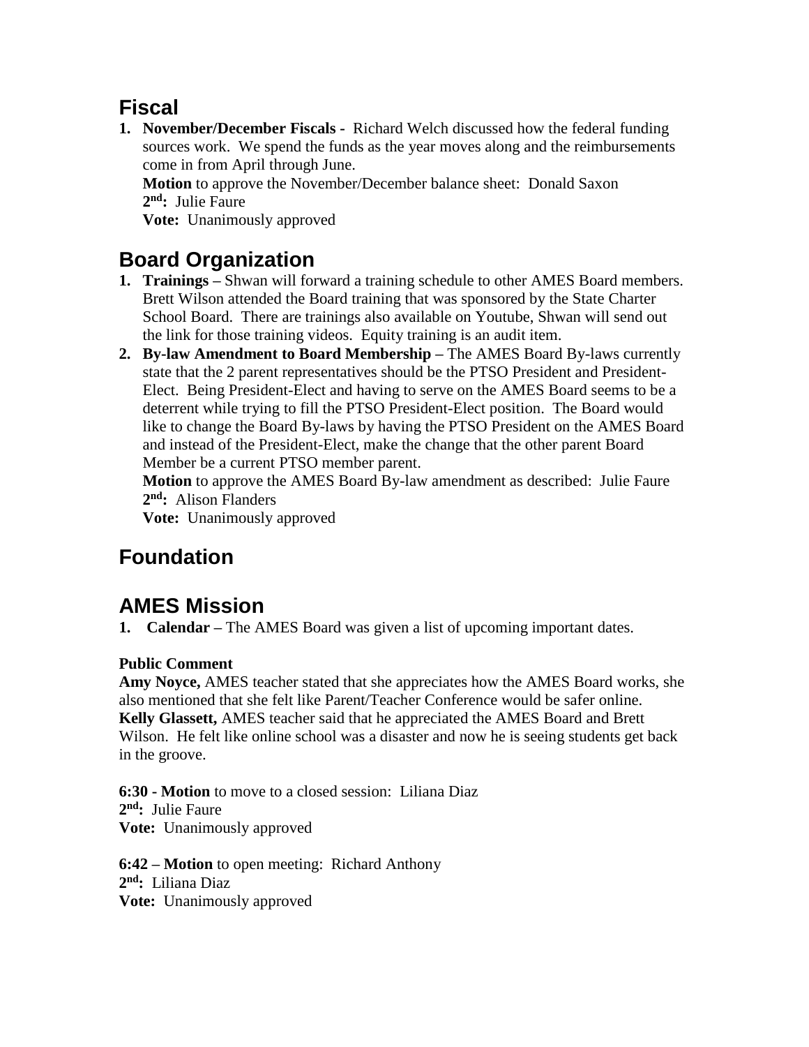## Fiscal

1. **November/December Fiscals -** Richard Welch discussed how the federal funding sources work. We spend the funds as the year moves along and the reimbursements come in from April through June.
   **Motion** to approve the November/December balance sheet: Donald Saxon
   **2nd:** Julie Faure
   **Vote:** Unanimously approved

## Board Organization

1. **Trainings –** Shwan will forward a training schedule to other AMES Board members. Brett Wilson attended the Board training that was sponsored by the State Charter School Board. There are trainings also available on Youtube, Shwan will send out the link for those training videos. Equity training is an audit item.
2. **By-law Amendment to Board Membership –** The AMES Board By-laws currently state that the 2 parent representatives should be the PTSO President and President-Elect. Being President-Elect and having to serve on the AMES Board seems to be a deterrent while trying to fill the PTSO President-Elect position. The Board would like to change the Board By-laws by having the PTSO President on the AMES Board and instead of the President-Elect, make the change that the other parent Board Member be a current PTSO member parent.
   **Motion** to approve the AMES Board By-law amendment as described: Julie Faure
   **2nd:** Alison Flanders
   **Vote:** Unanimously approved

## Foundation

## AMES Mission

1. **Calendar –** The AMES Board was given a list of upcoming important dates.

**Public Comment**
**Amy Noyce,** AMES teacher stated that she appreciates how the AMES Board works, she also mentioned that she felt like Parent/Teacher Conference would be safer online.
**Kelly Glassett,** AMES teacher said that he appreciated the AMES Board and Brett Wilson. He felt like online school was a disaster and now he is seeing students get back in the groove.

**6:30 - Motion** to move to a closed session: Liliana Diaz
**2nd:** Julie Faure
**Vote:** Unanimously approved

**6:42 – Motion** to open meeting: Richard Anthony
**2nd:** Liliana Diaz
**Vote:** Unanimously approved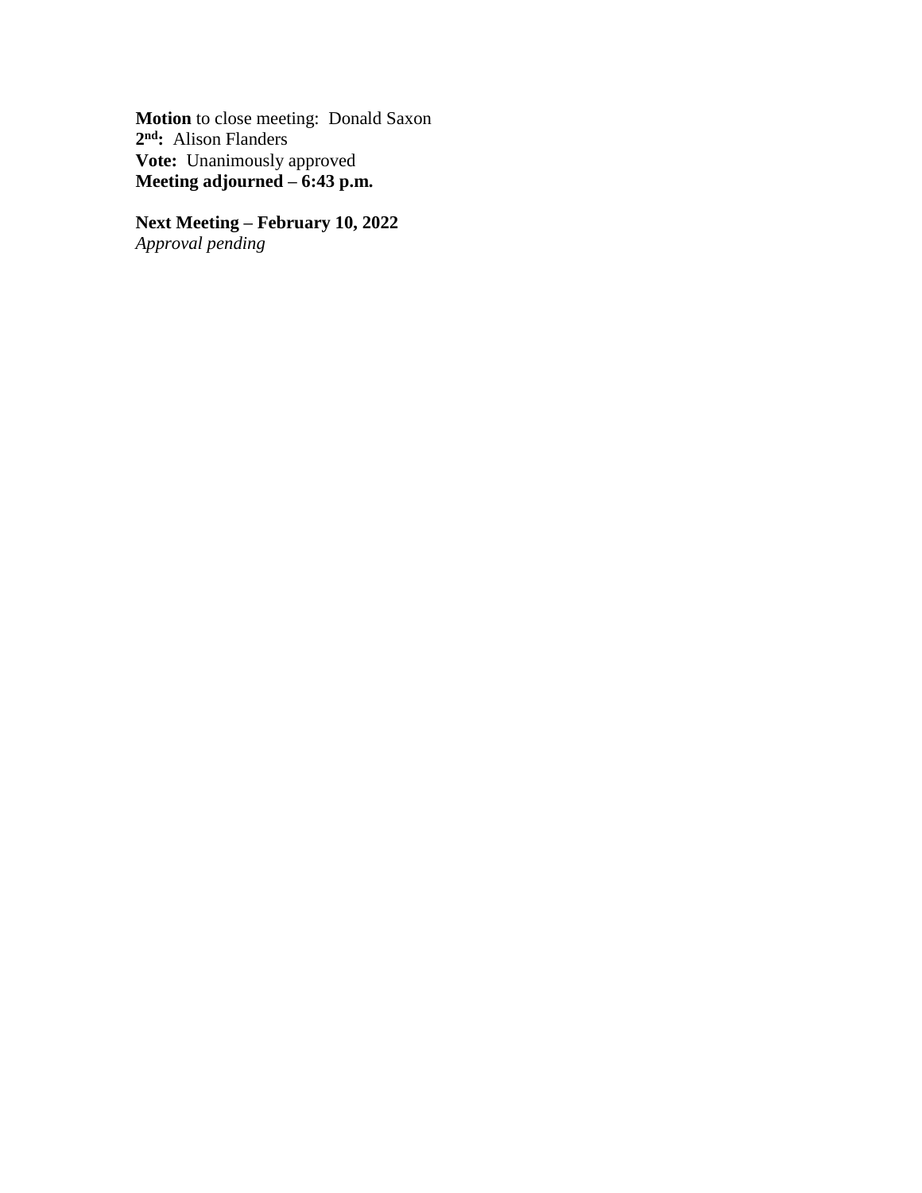**Motion** to close meeting: Donald Saxon
**2nd:** Alison Flanders
**Vote:** Unanimously approved
**Meeting adjourned – 6:43 p.m.**

**Next Meeting – February 10, 2022**
*Approval pending*